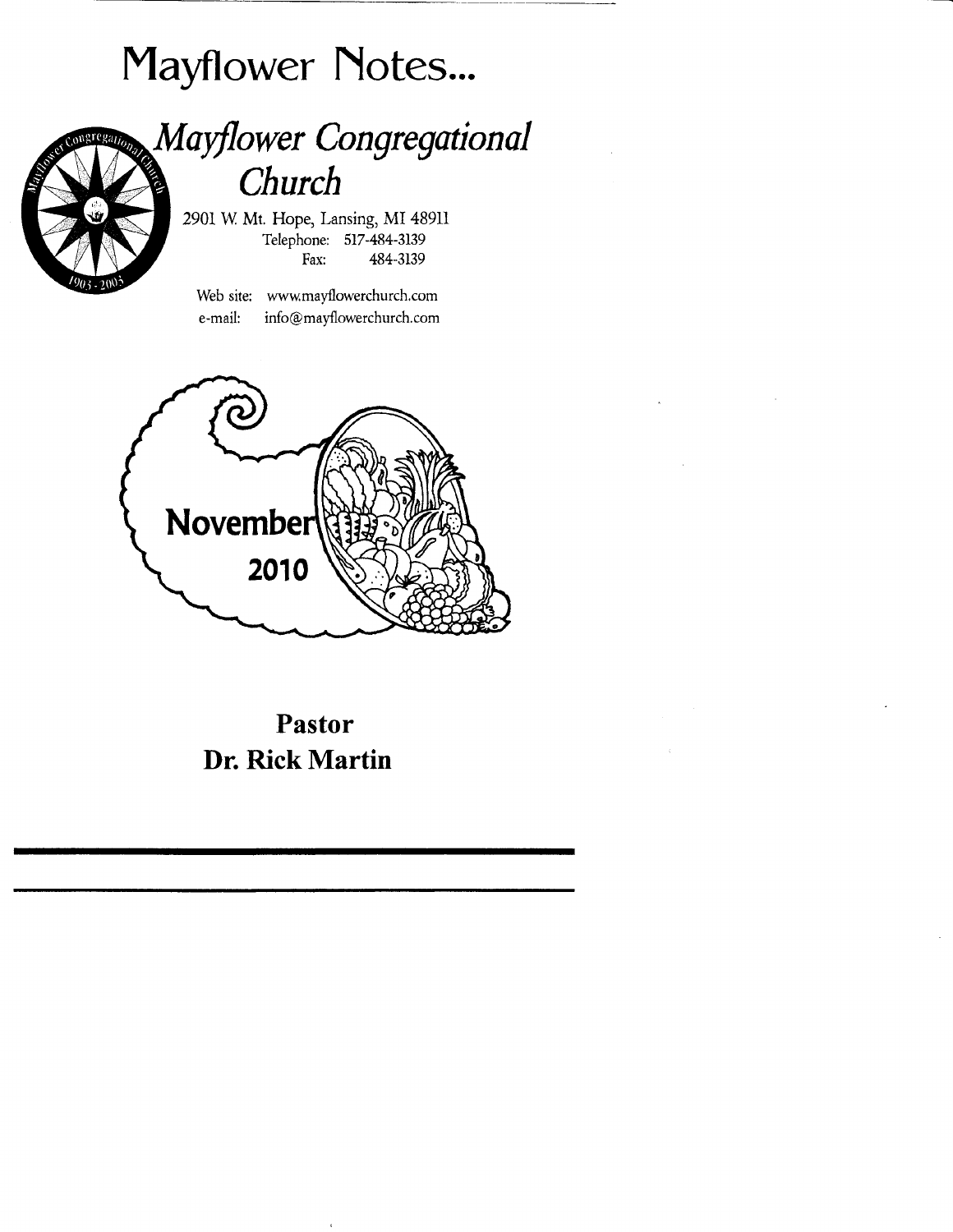# Mayflower Notes...

## *Mayflower Congregational Church*

2901 W. Mt. Hope, Lansing, MI 48911
Telephone: 517-484-3139
Fax: 484-3139

Web site: www.mayflowerchurch.com
e-mail: info@mayflowerchurch.com

**November 2010**

**Pastor**
**Dr. Rick Martin**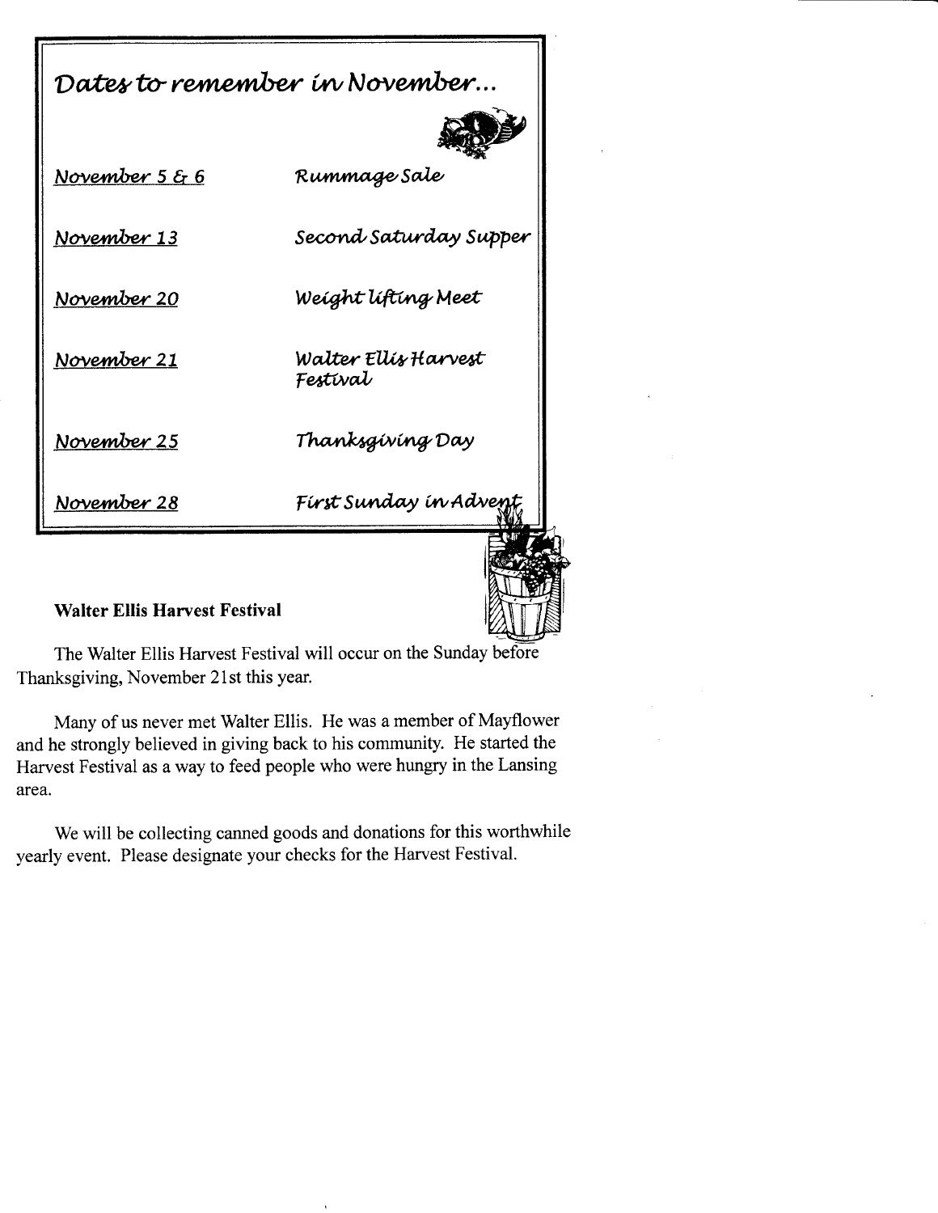## Dates to remember in November...

| | |
|---|---|
| *November 5 & 6* | Rummage Sale |
| *November 13* | Second Saturday Supper |
| *November 20* | Weight lifting Meet |
| *November 21* | Walter Ellis Harvest Festival |
| *November 25* | Thanksgiving Day |
| *November 28* | First Sunday in Advent |

### Walter Ellis Harvest Festival

The Walter Ellis Harvest Festival will occur on the Sunday before Thanksgiving, November 21st this year.

Many of us never met Walter Ellis. He was a member of Mayflower and he strongly believed in giving back to his community. He started the Harvest Festival as a way to feed people who were hungry in the Lansing area.

We will be collecting canned goods and donations for this worthwhile yearly event. Please designate your checks for the Harvest Festival.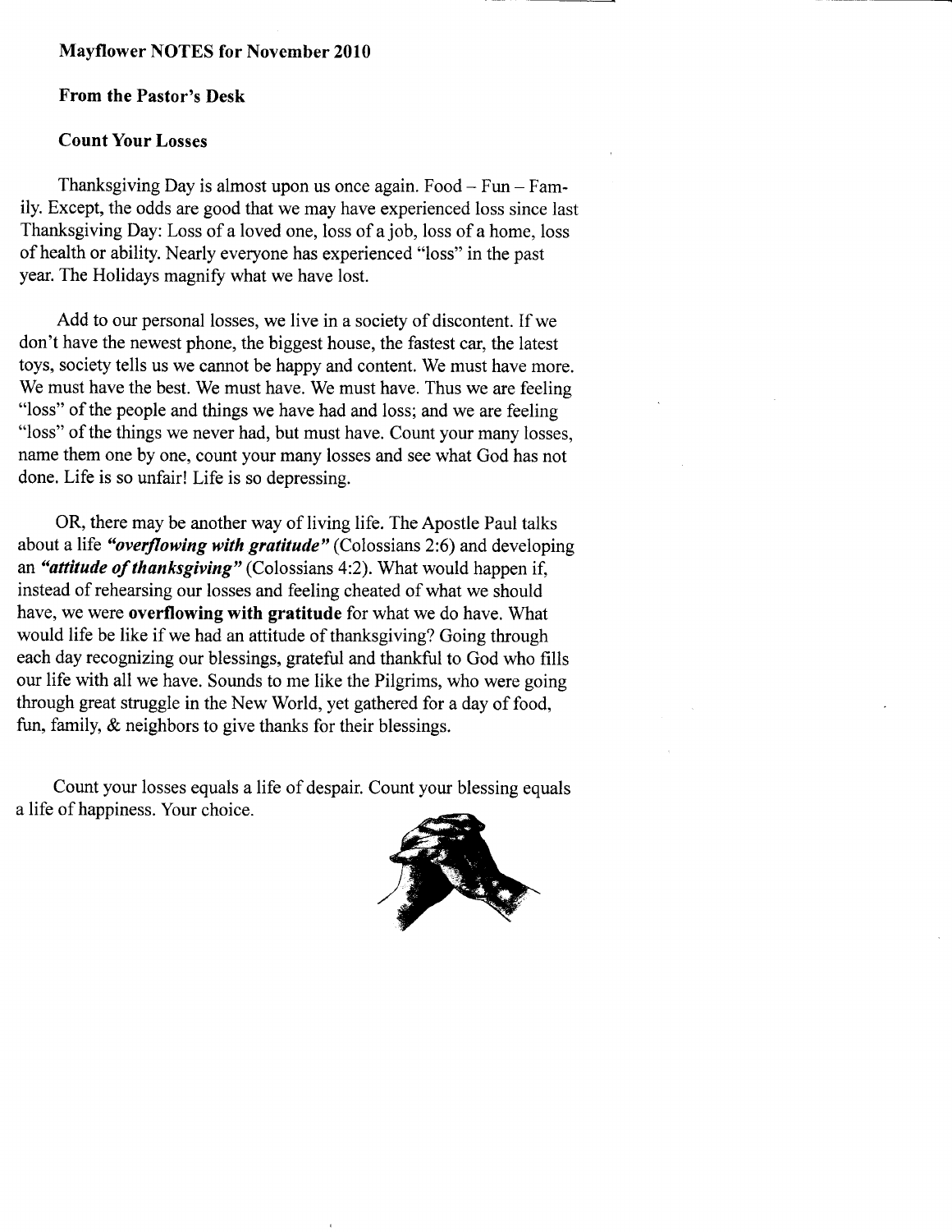**Mayflower NOTES for November 2010**

**From the Pastor's Desk**

**Count Your Losses**

Thanksgiving Day is almost upon us once again. Food – Fun – Family. Except, the odds are good that we may have experienced loss since last Thanksgiving Day: Loss of a loved one, loss of a job, loss of a home, loss of health or ability. Nearly everyone has experienced "loss" in the past year. The Holidays magnify what we have lost.

Add to our personal losses, we live in a society of discontent. If we don't have the newest phone, the biggest house, the fastest car, the latest toys, society tells us we cannot be happy and content. We must have more. We must have the best. We must have. We must have. Thus we are feeling "loss" of the people and things we have had and loss; and we are feeling "loss" of the things we never had, but must have. Count your many losses, name them one by one, count your many losses and see what God has not done. Life is so unfair! Life is so depressing.

OR, there may be another way of living life. The Apostle Paul talks about a life ***"overflowing with gratitude"*** (Colossians 2:6) and developing an ***"attitude of thanksgiving"*** (Colossians 4:2). What would happen if, instead of rehearsing our losses and feeling cheated of what we should have, we were **overflowing with gratitude** for what we do have. What would life be like if we had an attitude of thanksgiving? Going through each day recognizing our blessings, grateful and thankful to God who fills our life with all we have. Sounds to me like the Pilgrims, who were going through great struggle in the New World, yet gathered for a day of food, fun, family, & neighbors to give thanks for their blessings.

Count your losses equals a life of despair. Count your blessing equals a life of happiness. Your choice.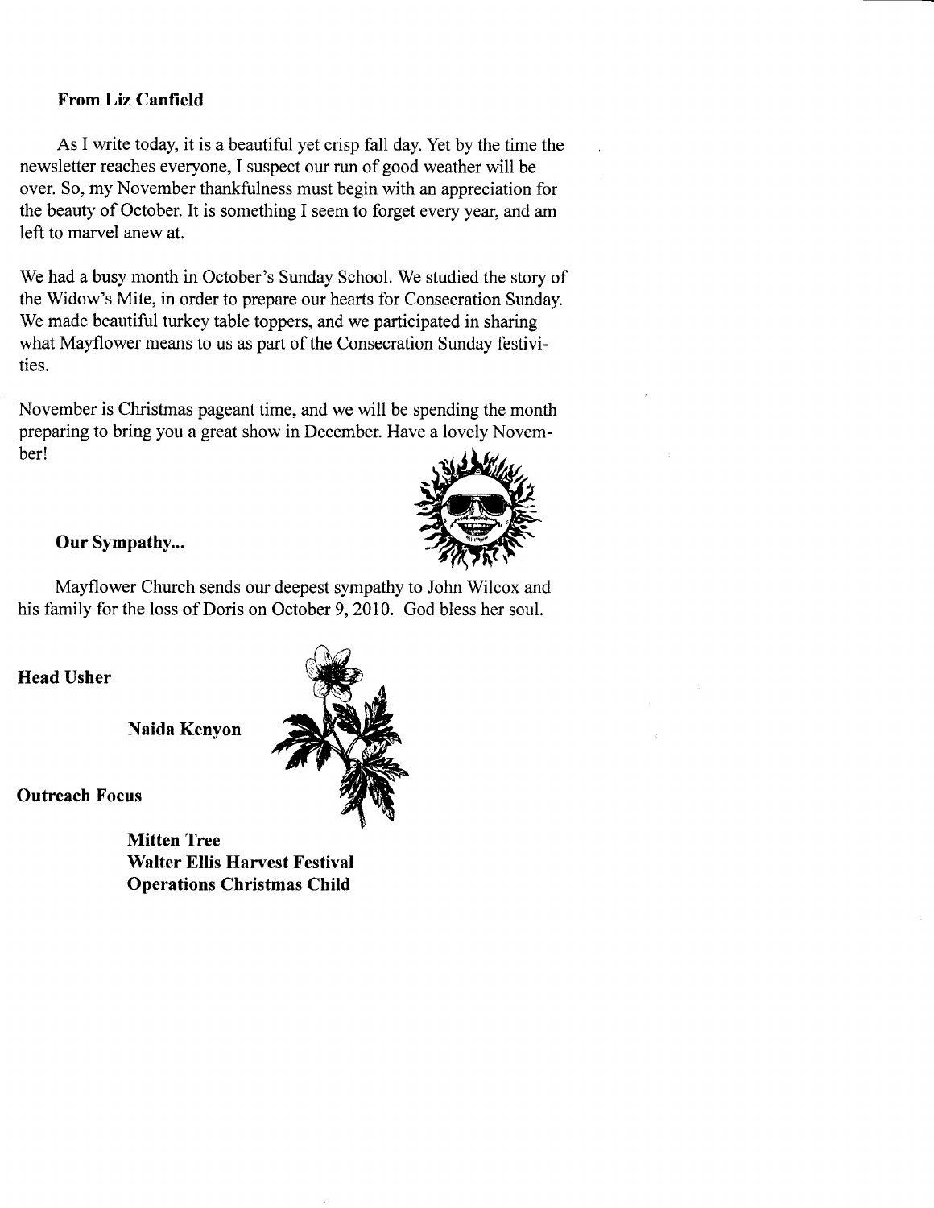### From Liz Canfield

As I write today, it is a beautiful yet crisp fall day. Yet by the time the newsletter reaches everyone, I suspect our run of good weather will be over. So, my November thankfulness must begin with an appreciation for the beauty of October. It is something I seem to forget every year, and am left to marvel anew at.

We had a busy month in October's Sunday School. We studied the story of the Widow's Mite, in order to prepare our hearts for Consecration Sunday. We made beautiful turkey table toppers, and we participated in sharing what Mayflower means to us as part of the Consecration Sunday festivities.

November is Christmas pageant time, and we will be spending the month preparing to bring you a great show in December. Have a lovely November!

### Our Sympathy...

Mayflower Church sends our deepest sympathy to John Wilcox and his family for the loss of Doris on October 9, 2010. God bless her soul.

### Head Usher

**Naida Kenyon**

### Outreach Focus

**Mitten Tree**
**Walter Ellis Harvest Festival**
**Operations Christmas Child**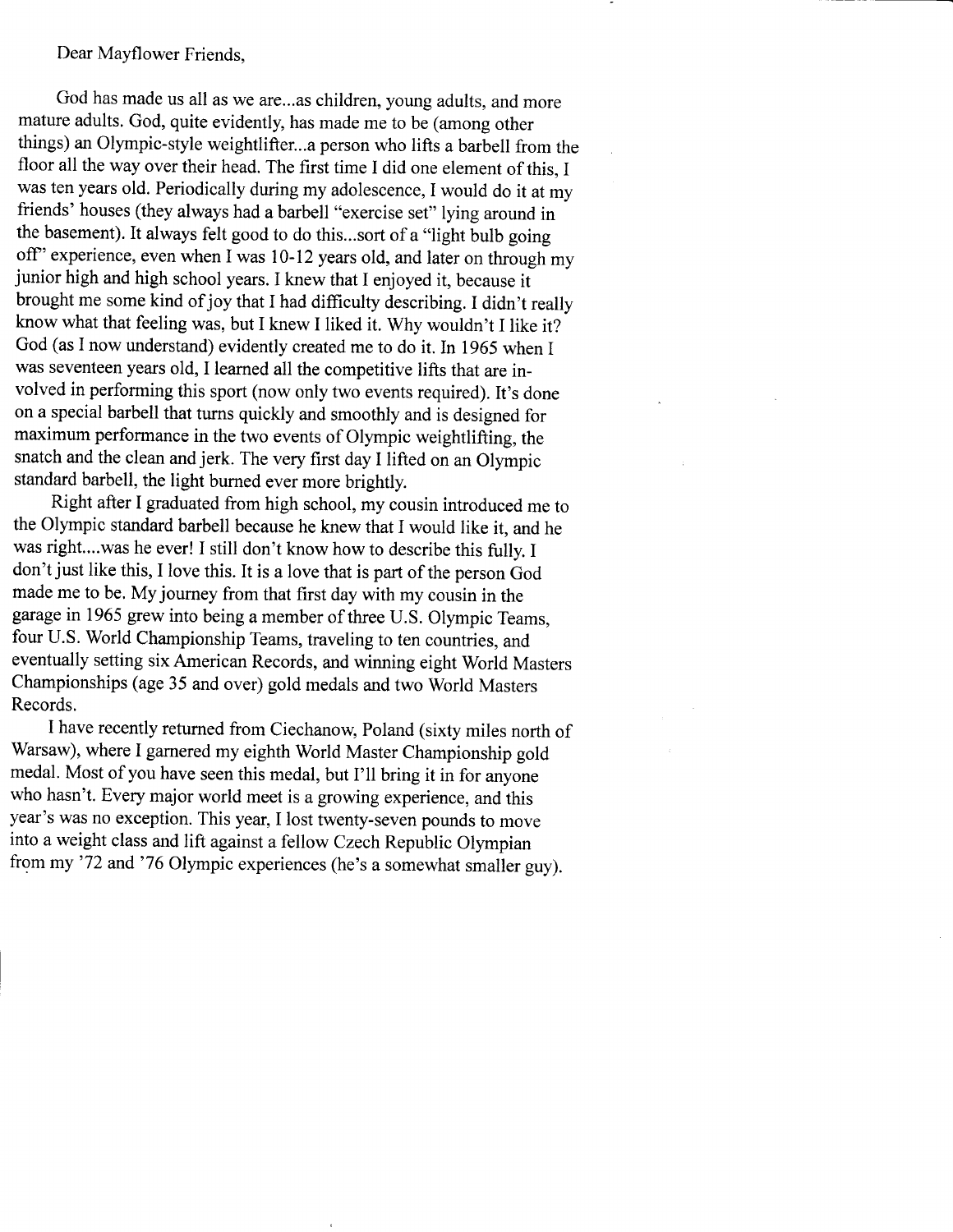Dear Mayflower Friends,

God has made us all as we are...as children, young adults, and more mature adults. God, quite evidently, has made me to be (among other things) an Olympic-style weightlifter...a person who lifts a barbell from the floor all the way over their head. The first time I did one element of this, I was ten years old. Periodically during my adolescence, I would do it at my friends' houses (they always had a barbell "exercise set" lying around in the basement). It always felt good to do this...sort of a "light bulb going off" experience, even when I was 10-12 years old, and later on through my junior high and high school years. I knew that I enjoyed it, because it brought me some kind of joy that I had difficulty describing. I didn't really know what that feeling was, but I knew I liked it. Why wouldn't I like it? God (as I now understand) evidently created me to do it. In 1965 when I was seventeen years old, I learned all the competitive lifts that are involved in performing this sport (now only two events required). It's done on a special barbell that turns quickly and smoothly and is designed for maximum performance in the two events of Olympic weightlifting, the snatch and the clean and jerk. The very first day I lifted on an Olympic standard barbell, the light burned ever more brightly.

Right after I graduated from high school, my cousin introduced me to the Olympic standard barbell because he knew that I would like it, and he was right....was he ever! I still don't know how to describe this fully. I don't just like this, I love this. It is a love that is part of the person God made me to be. My journey from that first day with my cousin in the garage in 1965 grew into being a member of three U.S. Olympic Teams, four U.S. World Championship Teams, traveling to ten countries, and eventually setting six American Records, and winning eight World Masters Championships (age 35 and over) gold medals and two World Masters Records.

I have recently returned from Ciechanow, Poland (sixty miles north of Warsaw), where I garnered my eighth World Master Championship gold medal. Most of you have seen this medal, but I'll bring it in for anyone who hasn't. Every major world meet is a growing experience, and this year's was no exception. This year, I lost twenty-seven pounds to move into a weight class and lift against a fellow Czech Republic Olympian from my '72 and '76 Olympic experiences (he's a somewhat smaller guy).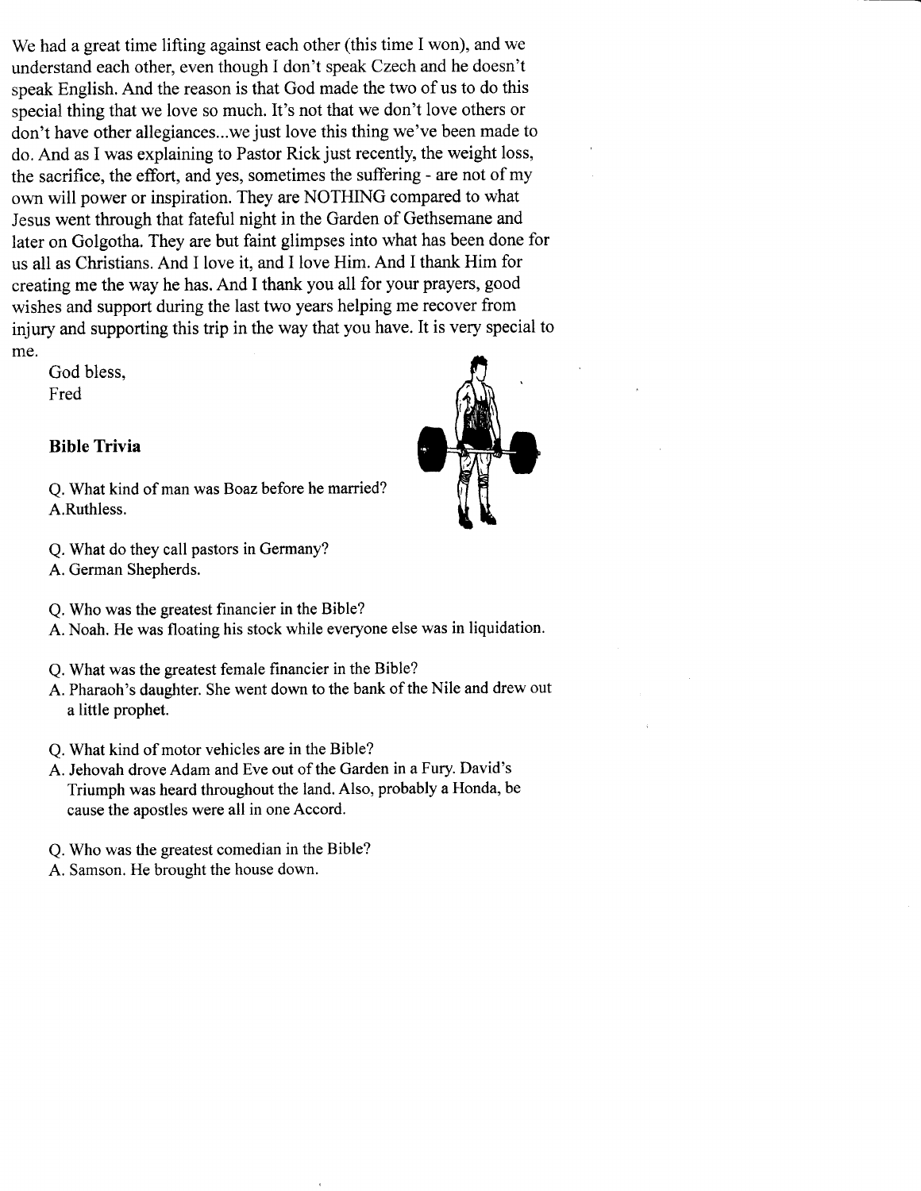We had a great time lifting against each other (this time I won), and we understand each other, even though I don't speak Czech and he doesn't speak English. And the reason is that God made the two of us to do this special thing that we love so much. It's not that we don't love others or don't have other allegiances...we just love this thing we've been made to do. And as I was explaining to Pastor Rick just recently, the weight loss, the sacrifice, the effort, and yes, sometimes the suffering - are not of my own will power or inspiration. They are NOTHING compared to what Jesus went through that fateful night in the Garden of Gethsemane and later on Golgotha. They are but faint glimpses into what has been done for us all as Christians. And I love it, and I love Him. And I thank Him for creating me the way he has. And I thank you all for your prayers, good wishes and support during the last two years helping me recover from injury and supporting this trip in the way that you have. It is very special to me.

God bless,
Fred

### Bible Trivia

Q. What kind of man was Boaz before he married?
A.Ruthless.

Q. What do they call pastors in Germany?
A. German Shepherds.

Q. Who was the greatest financier in the Bible?
A. Noah. He was floating his stock while everyone else was in liquidation.

Q. What was the greatest female financier in the Bible?
A. Pharaoh's daughter. She went down to the bank of the Nile and drew out a little prophet.

Q. What kind of motor vehicles are in the Bible?
A. Jehovah drove Adam and Eve out of the Garden in a Fury. David's Triumph was heard throughout the land. Also, probably a Honda, be cause the apostles were all in one Accord.

Q. Who was the greatest comedian in the Bible?
A. Samson. He brought the house down.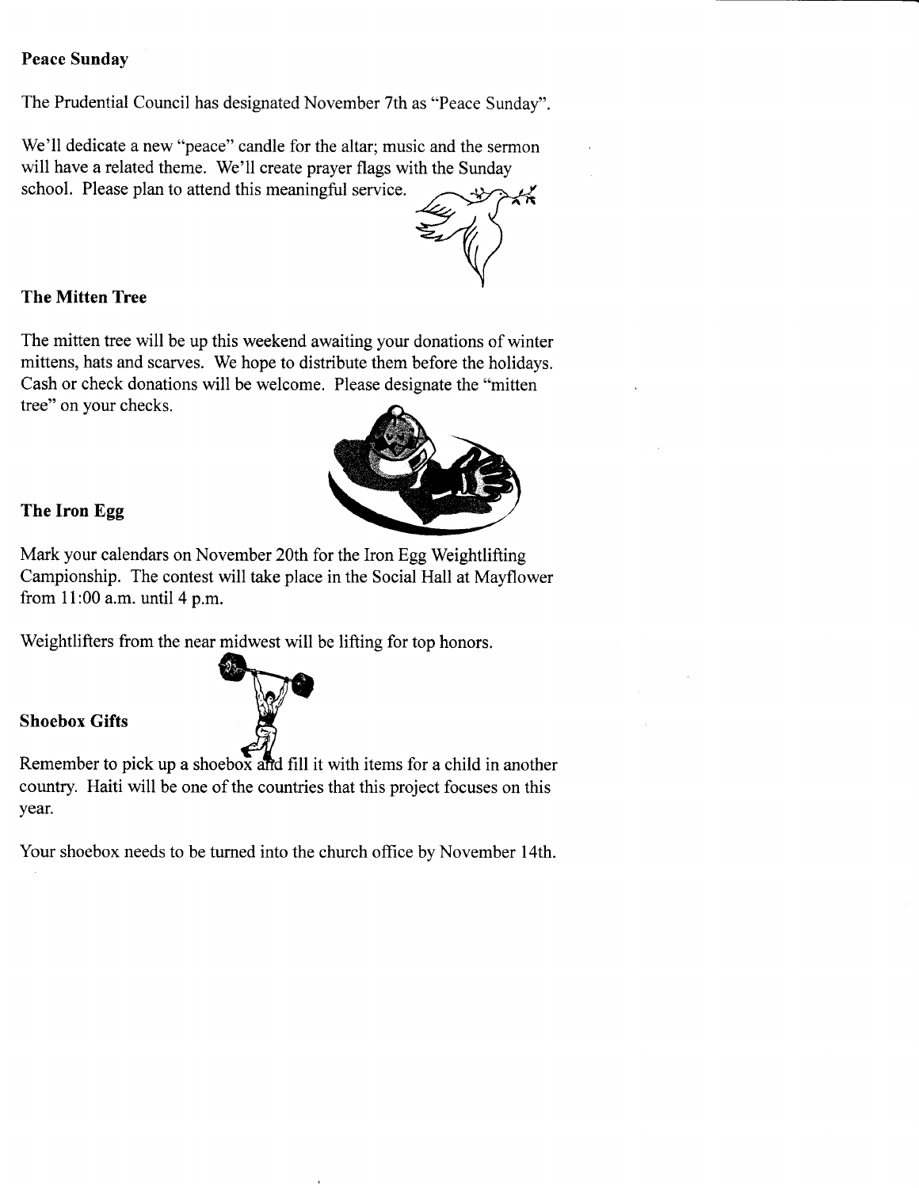**Peace Sunday**

The Prudential Council has designated November 7th as "Peace Sunday".

We'll dedicate a new "peace" candle for the altar; music and the sermon will have a related theme. We'll create prayer flags with the Sunday school. Please plan to attend this meaningful service.

**The Mitten Tree**

The mitten tree will be up this weekend awaiting your donations of winter mittens, hats and scarves. We hope to distribute them before the holidays. Cash or check donations will be welcome. Please designate the "mitten tree" on your checks.

**The Iron Egg**

Mark your calendars on November 20th for the Iron Egg Weightlifting Campionship. The contest will take place in the Social Hall at Mayflower from 11:00 a.m. until 4 p.m.

Weightlifters from the near midwest will be lifting for top honors.

**Shoebox Gifts**

Remember to pick up a shoebox and fill it with items for a child in another country. Haiti will be one of the countries that this project focuses on this year.

Your shoebox needs to be turned into the church office by November 14th.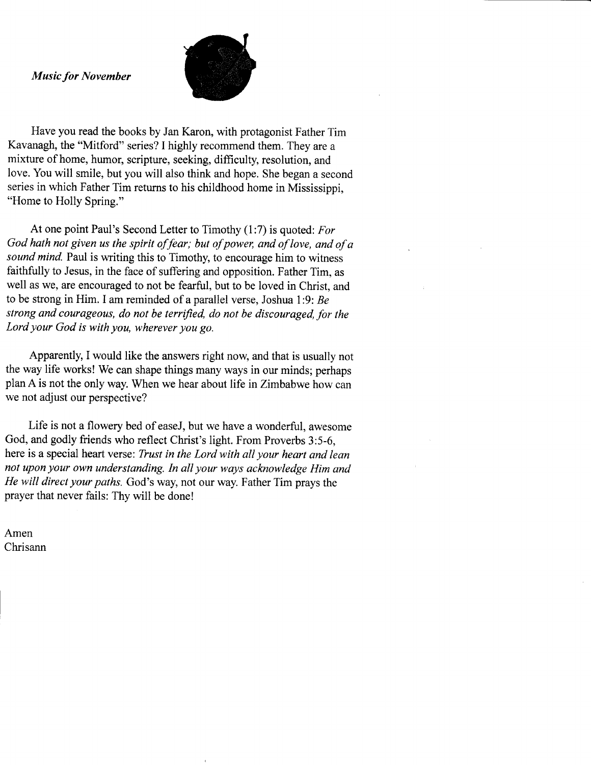*Music for November*

Have you read the books by Jan Karon, with protagonist Father Tim Kavanagh, the "Mitford" series? I highly recommend them. They are a mixture of home, humor, scripture, seeking, difficulty, resolution, and love. You will smile, but you will also think and hope. She began a second series in which Father Tim returns to his childhood home in Mississippi, "Home to Holly Spring."

At one point Paul's Second Letter to Timothy (1:7) is quoted: *For God hath not given us the spirit of fear; but of power, and of love, and of a sound mind.* Paul is writing this to Timothy, to encourage him to witness faithfully to Jesus, in the face of suffering and opposition. Father Tim, as well as we, are encouraged to not be fearful, but to be loved in Christ, and to be strong in Him. I am reminded of a parallel verse, Joshua 1:9: *Be strong and courageous, do not be terrified, do not be discouraged, for the Lord your God is with you, wherever you go.*

Apparently, I would like the answers right now, and that is usually not the way life works! We can shape things many ways in our minds; perhaps plan A is not the only way. When we hear about life in Zimbabwe how can we not adjust our perspective?

Life is not a flowery bed of easeJ, but we have a wonderful, awesome God, and godly friends who reflect Christ's light. From Proverbs 3:5-6, here is a special heart verse: *Trust in the Lord with all your heart and lean not upon your own understanding. In all your ways acknowledge Him and He will direct your paths.* God's way, not our way. Father Tim prays the prayer that never fails: Thy will be done!

Amen
Chrisann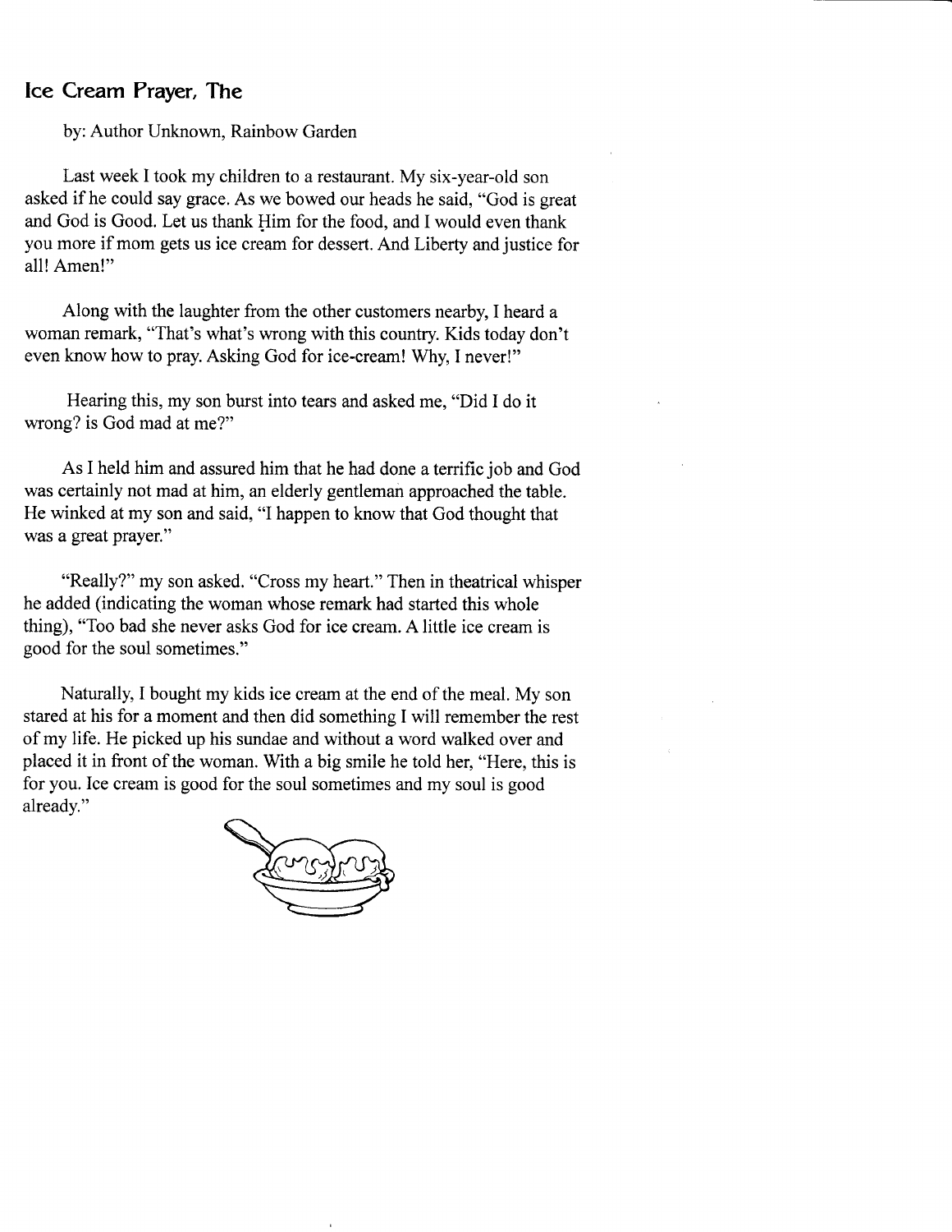## Ice Cream Prayer, The

by: Author Unknown, Rainbow Garden

Last week I took my children to a restaurant. My six-year-old son asked if he could say grace. As we bowed our heads he said, "God is great and God is Good. Let us thank Him for the food, and I would even thank you more if mom gets us ice cream for dessert. And Liberty and justice for all! Amen!"

Along with the laughter from the other customers nearby, I heard a woman remark, "That's what's wrong with this country. Kids today don't even know how to pray. Asking God for ice-cream! Why, I never!"

Hearing this, my son burst into tears and asked me, "Did I do it wrong? is God mad at me?"

As I held him and assured him that he had done a terrific job and God was certainly not mad at him, an elderly gentleman approached the table. He winked at my son and said, "I happen to know that God thought that was a great prayer."

"Really?" my son asked. "Cross my heart." Then in theatrical whisper he added (indicating the woman whose remark had started this whole thing), "Too bad she never asks God for ice cream. A little ice cream is good for the soul sometimes."

Naturally, I bought my kids ice cream at the end of the meal. My son stared at his for a moment and then did something I will remember the rest of my life. He picked up his sundae and without a word walked over and placed it in front of the woman. With a big smile he told her, "Here, this is for you. Ice cream is good for the soul sometimes and my soul is good already."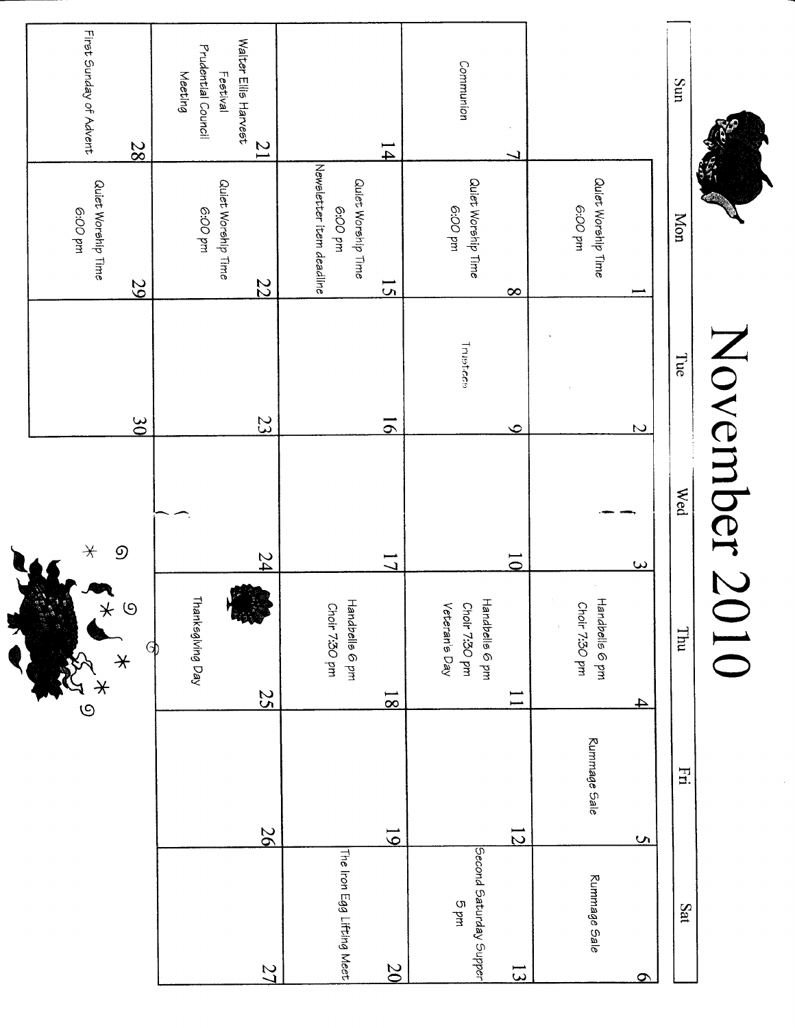# November 2010

| Sun | Mon | Tue | Wed | Thu | Fri | Sat |
|---|---|---|---|---|---|---|
| | 1<br>Quiet Worship Time<br>6:00 pm | 2 | 3 | 4<br>Handbells 6 pm<br>Choir 7:30 pm | 5<br>Rummage Sale | 6<br>Rummage Sale |
| 7<br>Communion | 8<br>Quiet Worship Time<br>6:00 pm | 9<br>Trustees | 10 | 11<br>Handbells 6 pm<br>Choir 7:30 pm<br>Veteran's Day | 12 | 13<br>Second Saturday Supper<br>5 pm |
| 14 | 15<br>Quiet Worship Time<br>6:00 pm<br>Newsletter item deadline | 16 | 17 | 18<br>Handbells 6 pm<br>Choir 7:30 pm | 19 | 20<br>The Iron Egg Lifting Meet |
| 21<br>Walter Ellis Harvest Festival<br>Prudential Council Meeting | 22<br>Quiet Worship Time<br>6:00 pm | 23 | 24 | 25<br>Thanksgiving Day | 26 | 27 |
| 28<br>First Sunday of Advent | 29<br>Quiet Worship Time<br>6:00 pm | 30 | | | | |